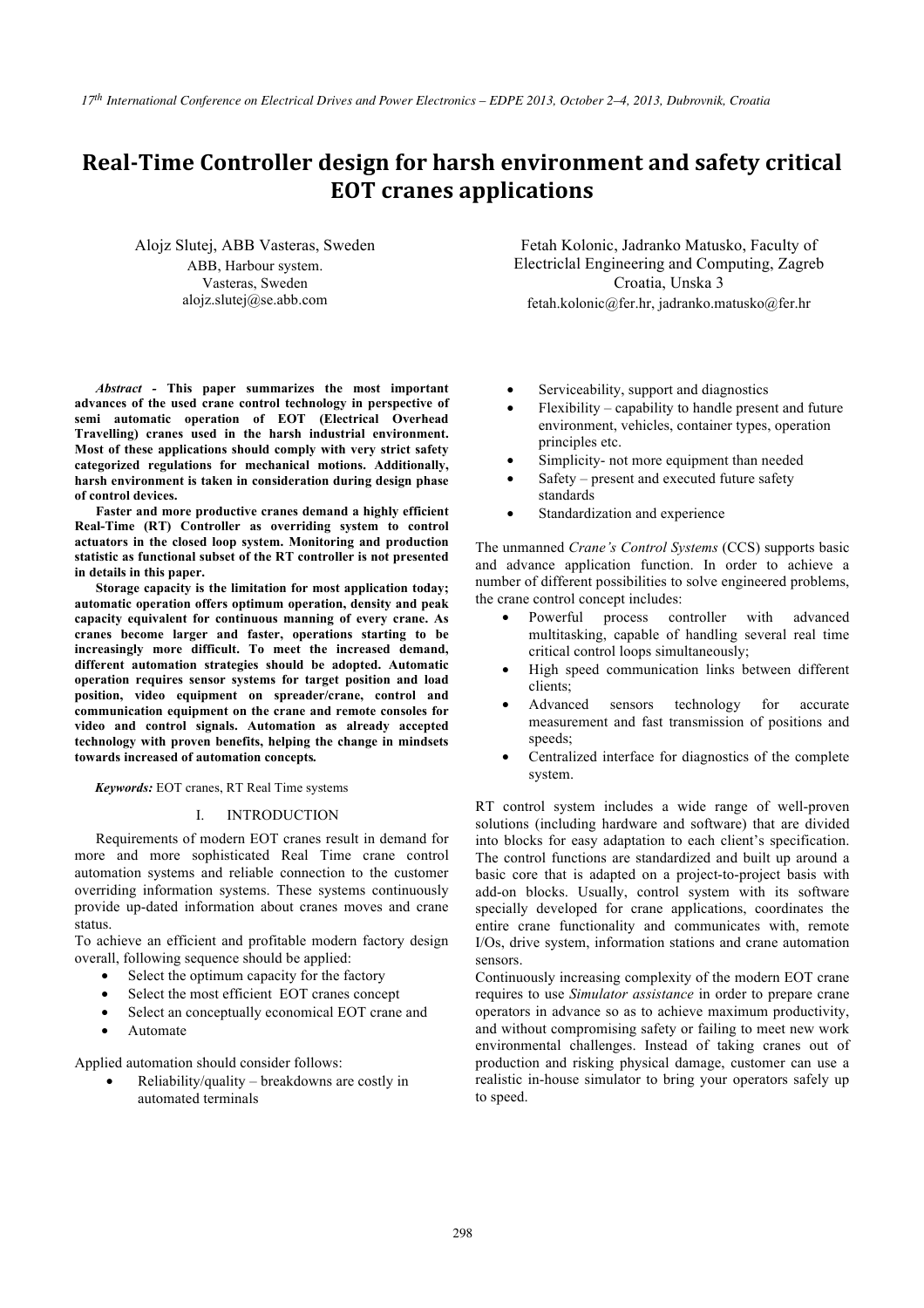# Real-Time Controller design for harsh environment and safety critical EOT cranes applications

Alojz Slutej, ABB Vasteras, Sweden
ABB, Harbour system.
Vasteras, Sweden
alojz.slutej@se.abb.com

Fetah Kolonic, Jadranko Matusko, Faculty of Electriclal Engineering and Computing, Zagreb Croatia, Unska 3
fetah.kolonic@fer.hr, jadranko.matusko@fer.hr

***Abstract* - This paper summarizes the most important advances of the used crane control technology in perspective of semi automatic operation of EOT (Electrical Overhead Travelling) cranes used in the harsh industrial environment. Most of these applications should comply with very strict safety categorized regulations for mechanical motions. Additionally, harsh environment is taken in consideration during design phase of control devices.**

**Faster and more productive cranes demand a highly efficient Real-Time (RT) Controller as overriding system to control actuators in the closed loop system. Monitoring and production statistic as functional subset of the RT controller is not presented in details in this paper.**

**Storage capacity is the limitation for most application today; automatic operation offers optimum operation, density and peak capacity equivalent for continuous manning of every crane. As cranes become larger and faster, operations starting to be increasingly more difficult. To meet the increased demand, different automation strategies should be adopted. Automatic operation requires sensor systems for target position and load position, video equipment on spreader/crane, control and communication equipment on the crane and remote consoles for video and control signals. Automation as already accepted technology with proven benefits, helping the change in mindsets towards increased of automation concepts.**

***Keywords:*** EOT cranes, RT Real Time systems

## I. INTRODUCTION

Requirements of modern EOT cranes result in demand for more and more sophisticated Real Time crane control automation systems and reliable connection to the customer overriding information systems. These systems continuously provide up-dated information about cranes moves and crane status.

To achieve an efficient and profitable modern factory design overall, following sequence should be applied:

- Select the optimum capacity for the factory
- Select the most efficient EOT cranes concept
- Select an conceptually economical EOT crane and
- Automate

Applied automation should consider follows:

- Reliability/quality – breakdowns are costly in automated terminals
- Serviceability, support and diagnostics
- Flexibility – capability to handle present and future environment, vehicles, container types, operation principles etc.
- Simplicity- not more equipment than needed
- Safety – present and executed future safety standards
- Standardization and experience

The unmanned *Crane's Control Systems* (CCS) supports basic and advance application function. In order to achieve a number of different possibilities to solve engineered problems, the crane control concept includes:

- Powerful process controller with advanced multitasking, capable of handling several real time critical control loops simultaneously;
- High speed communication links between different clients;
- Advanced sensors technology for accurate measurement and fast transmission of positions and speeds;
- Centralized interface for diagnostics of the complete system.

RT control system includes a wide range of well-proven solutions (including hardware and software) that are divided into blocks for easy adaptation to each client's specification. The control functions are standardized and built up around a basic core that is adapted on a project-to-project basis with add-on blocks. Usually, control system with its software specially developed for crane applications, coordinates the entire crane functionality and communicates with, remote I/Os, drive system, information stations and crane automation sensors.

Continuously increasing complexity of the modern EOT crane requires to use *Simulator assistance* in order to prepare crane operators in advance so as to achieve maximum productivity, and without compromising safety or failing to meet new work environmental challenges. Instead of taking cranes out of production and risking physical damage, customer can use a realistic in-house simulator to bring your operators safely up to speed.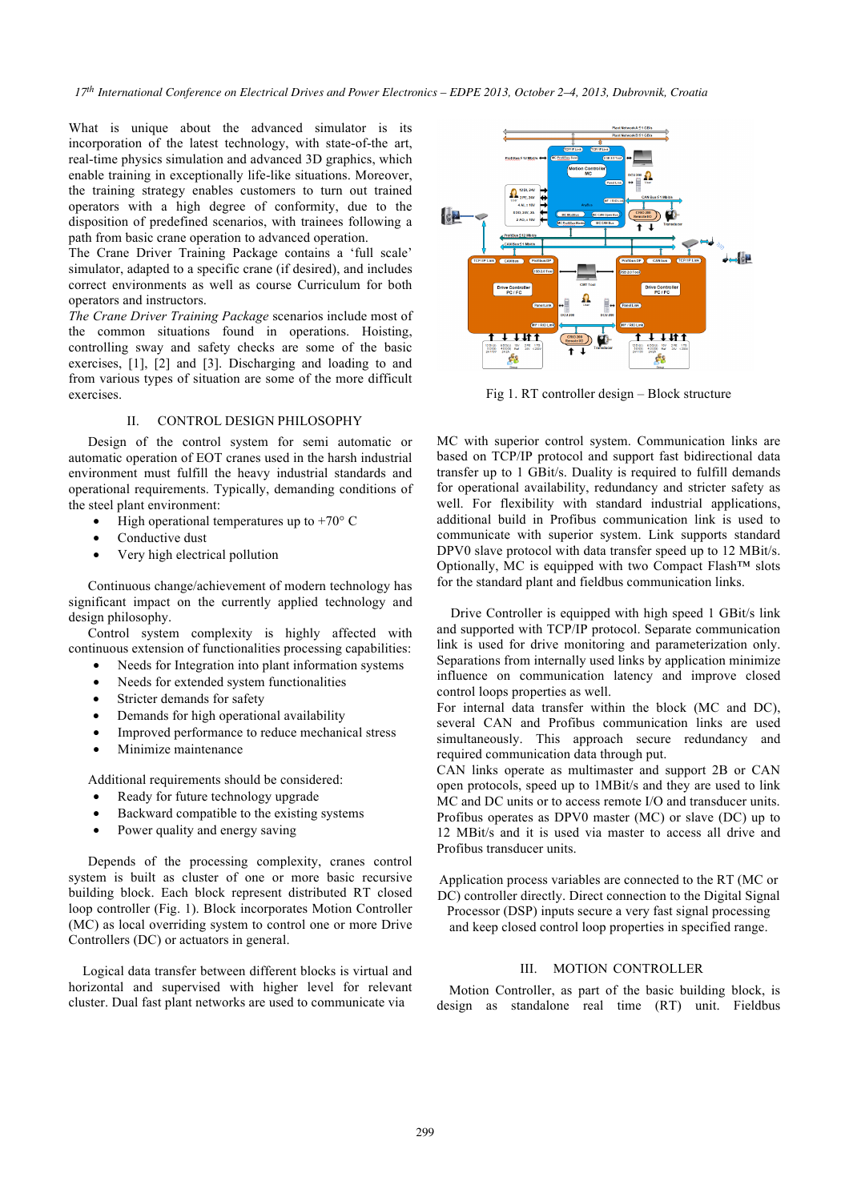What is unique about the advanced simulator is its incorporation of the latest technology, with state-of-the art, real-time physics simulation and advanced 3D graphics, which enable training in exceptionally life-like situations. Moreover, the training strategy enables customers to turn out trained operators with a high degree of conformity, due to the disposition of predefined scenarios, with trainees following a path from basic crane operation to advanced operation.

The Crane Driver Training Package contains a 'full scale' simulator, adapted to a specific crane (if desired), and includes correct environments as well as course Curriculum for both operators and instructors.

*The Crane Driver Training Package* scenarios include most of the common situations found in operations. Hoisting, controlling sway and safety checks are some of the basic exercises, [1], [2] and [3]. Discharging and loading to and from various types of situation are some of the more difficult exercises.

## II. CONTROL DESIGN PHILOSOPHY

Design of the control system for semi automatic or automatic operation of EOT cranes used in the harsh industrial environment must fulfill the heavy industrial standards and operational requirements. Typically, demanding conditions of the steel plant environment:

- High operational temperatures up to +70° C
- Conductive dust
- Very high electrical pollution

Continuous change/achievement of modern technology has significant impact on the currently applied technology and design philosophy.

Control system complexity is highly affected with continuous extension of functionalities processing capabilities:

- Needs for Integration into plant information systems
- Needs for extended system functionalities
- Stricter demands for safety
- Demands for high operational availability
- Improved performance to reduce mechanical stress
- Minimize maintenance

Additional requirements should be considered:

- Ready for future technology upgrade
- Backward compatible to the existing systems
- Power quality and energy saving

Depends of the processing complexity, cranes control system is built as cluster of one or more basic recursive building block. Each block represent distributed RT closed loop controller (Fig. 1). Block incorporates Motion Controller (MC) as local overriding system to control one or more Drive Controllers (DC) or actuators in general.

Logical data transfer between different blocks is virtual and horizontal and supervised with higher level for relevant cluster. Dual fast plant networks are used to communicate via

Fig 1. RT controller design – Block structure

MC with superior control system. Communication links are based on TCP/IP protocol and support fast bidirectional data transfer up to 1 GBit/s. Duality is required to fulfill demands for operational availability, redundancy and stricter safety as well. For flexibility with standard industrial applications, additional build in Profibus communication link is used to communicate with superior system. Link supports standard DPV0 slave protocol with data transfer speed up to 12 MBit/s. Optionally, MC is equipped with two Compact Flash™ slots for the standard plant and fieldbus communication links.

Drive Controller is equipped with high speed 1 GBit/s link and supported with TCP/IP protocol. Separate communication link is used for drive monitoring and parameterization only. Separations from internally used links by application minimize influence on communication latency and improve closed control loops properties as well.

For internal data transfer within the block (MC and DC), several CAN and Profibus communication links are used simultaneously. This approach secure redundancy and required communication data through put.

CAN links operate as multimaster and support 2B or CAN open protocols, speed up to 1MBit/s and they are used to link MC and DC units or to access remote I/O and transducer units. Profibus operates as DPV0 master (MC) or slave (DC) up to 12 MBit/s and it is used via master to access all drive and Profibus transducer units.

Application process variables are connected to the RT (MC or DC) controller directly. Direct connection to the Digital Signal Processor (DSP) inputs secure a very fast signal processing and keep closed control loop properties in specified range.

## III. MOTION CONTROLLER

Motion Controller, as part of the basic building block, is design as standalone real time (RT) unit. Fieldbus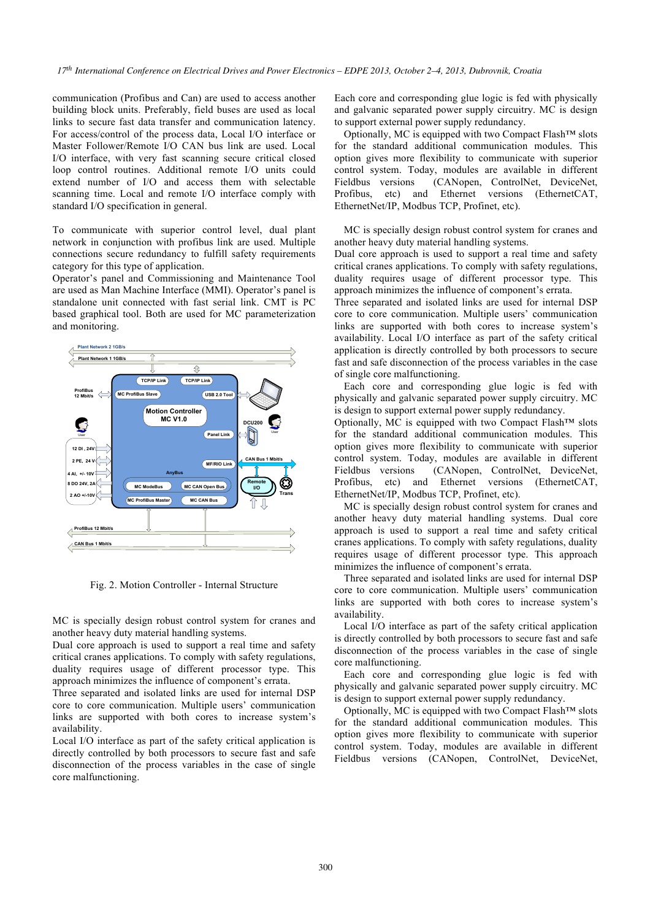communication (Profibus and Can) are used to access another building block units. Preferably, field buses are used as local links to secure fast data transfer and communication latency. For access/control of the process data, Local I/O interface or Master Follower/Remote I/O CAN bus link are used. Local I/O interface, with very fast scanning secure critical closed loop control routines. Additional remote I/O units could extend number of I/O and access them with selectable scanning time. Local and remote I/O interface comply with standard I/O specification in general.

To communicate with superior control level, dual plant network in conjunction with profibus link are used. Multiple connections secure redundancy to fulfill safety requirements category for this type of application.

Operator's panel and Commissioning and Maintenance Tool are used as Man Machine Interface (MMI). Operator's panel is standalone unit connected with fast serial link. CMT is PC based graphical tool. Both are used for MC parameterization and monitoring.

Plant Network 2 1GB/s
Plant Network 1 1GB/s
TCP/IP Link
TCP/IP Link
ProfiBus 12 Mbit/s
MC ProfiBus Slave
USB 2.0 Tool
Motion Controller MC V1.0
DCU200
User
User
Panel Link
12 DI , 24V
2 PE, 24 V
4 AI, +/- 10V
8 DO 24V, 2A
2 AO +/-10V
MF/RIO Link
CAN Bus 1 Mbit/s
AnyBus
Remote I/O
Trans
MC ModeBus
MC CAN Open Bus
MC ProfiBus Master
MC CAN Bus
ProfiBus 12 Mbit/s
CAN Bus 1 Mbit/s

Fig. 2. Motion Controller - Internal Structure

MC is specially design robust control system for cranes and another heavy duty material handling systems.

Dual core approach is used to support a real time and safety critical cranes applications. To comply with safety regulations, duality requires usage of different processor type. This approach minimizes the influence of component's errata.

Three separated and isolated links are used for internal DSP core to core communication. Multiple users' communication links are supported with both cores to increase system's availability.

Local I/O interface as part of the safety critical application is directly controlled by both processors to secure fast and safe disconnection of the process variables in the case of single core malfunctioning.

Each core and corresponding glue logic is fed with physically and galvanic separated power supply circuitry. MC is design to support external power supply redundancy.

Optionally, MC is equipped with two Compact Flash™ slots for the standard additional communication modules. This option gives more flexibility to communicate with superior control system. Today, modules are available in different Fieldbus versions (CANopen, ControlNet, DeviceNet, Profibus, etc) and Ethernet versions (EthernetCAT, EthernetNet/IP, Modbus TCP, Profinet, etc).

MC is specially design robust control system for cranes and another heavy duty material handling systems.

Dual core approach is used to support a real time and safety critical cranes applications. To comply with safety regulations, duality requires usage of different processor type. This approach minimizes the influence of component's errata.

Three separated and isolated links are used for internal DSP core to core communication. Multiple users' communication links are supported with both cores to increase system's availability. Local I/O interface as part of the safety critical application is directly controlled by both processors to secure fast and safe disconnection of the process variables in the case of single core malfunctioning.

Each core and corresponding glue logic is fed with physically and galvanic separated power supply circuitry. MC is design to support external power supply redundancy.

Optionally, MC is equipped with two Compact Flash™ slots for the standard additional communication modules. This option gives more flexibility to communicate with superior control system. Today, modules are available in different Fieldbus versions (CANopen, ControlNet, DeviceNet, Profibus, etc) and Ethernet versions (EthernetCAT, EthernetNet/IP, Modbus TCP, Profinet, etc).

MC is specially design robust control system for cranes and another heavy duty material handling systems. Dual core approach is used to support a real time and safety critical cranes applications. To comply with safety regulations, duality requires usage of different processor type. This approach minimizes the influence of component's errata.

Three separated and isolated links are used for internal DSP core to core communication. Multiple users' communication links are supported with both cores to increase system's availability.

Local I/O interface as part of the safety critical application is directly controlled by both processors to secure fast and safe disconnection of the process variables in the case of single core malfunctioning.

Each core and corresponding glue logic is fed with physically and galvanic separated power supply circuitry. MC is design to support external power supply redundancy.

Optionally, MC is equipped with two Compact Flash™ slots for the standard additional communication modules. This option gives more flexibility to communicate with superior control system. Today, modules are available in different Fieldbus versions (CANopen, ControlNet, DeviceNet,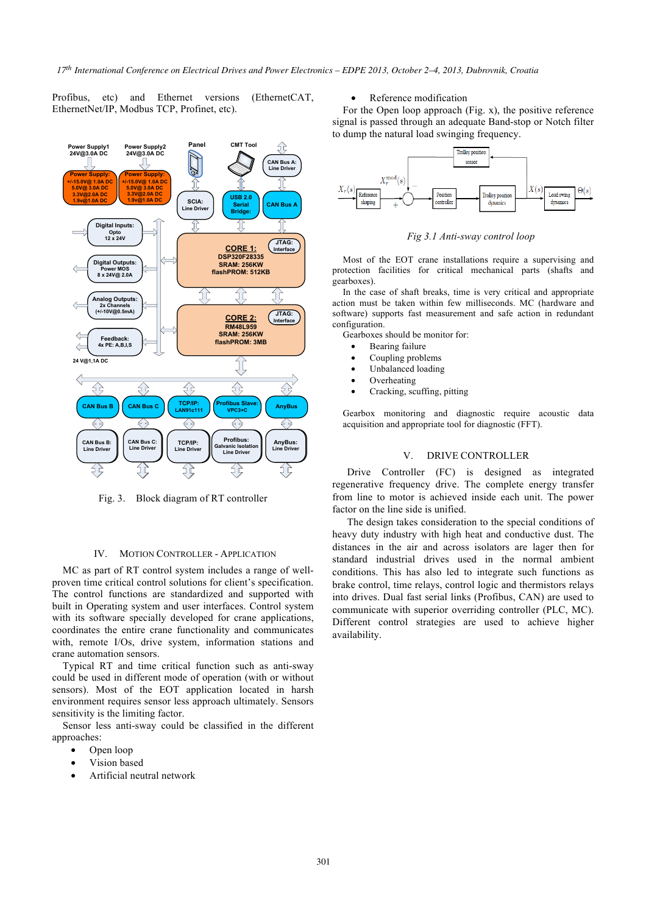Profibus, etc) and Ethernet versions (EthernetCAT, EthernetNet/IP, Modbus TCP, Profinet, etc).

Power Supply1
24V@3.0A DC

Power Supply2
24V@3.0A DC

Panel

CMT Tool

Power Supply:
+/-15.0V@ 1.0A DC
5.0V@ 3.0A DC
3.3V@2.0A DC
1.9v@1.0A DC

Power Supply:
+/-15.0V@ 1.0A DC
5.0V@ 3.0A DC
3.3V@2.0A DC
1.9v@1.0A DC

CAN Bus A:
Line Driver

SCIA:
Line Driver

USB 2.0
Serial
Bridge:

CAN Bus A

Digital Inputs:
Opto
12 x 24V

CORE 1:
DSP320F28335
SRAM: 256KW
flashPROM: 512KB

JTAG:
Interface

Digital Outputs:
Power MOS
8 x 24V@ 2.0A

Analog Outputs:
2x Channels
(+/-10V@0.5mA)

CORE 2:
RM48L959
SRAM: 256KW
flashPROM: 3MB

JTAG:
Interface

Feedback:
4x PE: A,B,I,S

24 V@1,1A DC

CAN Bus B

CAN Bus C

TCP/IP:
LAN91c111

Profibus Slave:
VPC3+C

AnyBus

CAN Bus B:
Line Driver

CAN Bus C:
Line Driver

TCP/IP:
Line Driver

Profibus:
Galvanic Isolation
Line Driver

AnyBus:
Line Driver

Fig. 3. Block diagram of RT controller

## IV. Motion Controller - Application

MC as part of RT control system includes a range of well-proven time critical control solutions for client's specification. The control functions are standardized and supported with built in Operating system and user interfaces. Control system with its software specially developed for crane applications, coordinates the entire crane functionality and communicates with, remote I/Os, drive system, information stations and crane automation sensors.

Typical RT and time critical function such as anti-sway could be used in different mode of operation (with or without sensors). Most of the EOT application located in harsh environment requires sensor less approach ultimately. Sensors sensitivity is the limiting factor.

Sensor less anti-sway could be classified in the different approaches:

- Open loop
- Vision based
- Artificial neutral network
- Reference modification

For the Open loop approach (Fig. x), the positive reference signal is passed through an adequate Band-stop or Notch filter to dump the natural load swinging frequency.

Trolley position sensor

$X_r(s)$

Reference shaping

$X_r^{mod}(s)$

Position controller

Trolley position dynamics

$X(s)$

Load swing dynamics

$\Theta(s)$

*Fig 3.1 Anti-sway control loop*

Most of the EOT crane installations require a supervising and protection facilities for critical mechanical parts (shafts and gearboxes).

In the case of shaft breaks, time is very critical and appropriate action must be taken within few milliseconds. MC (hardware and software) supports fast measurement and safe action in redundant configuration.

Gearboxes should be monitor for:

- Bearing failure
- Coupling problems
- Unbalanced loading
- Overheating
- Cracking, scuffing, pitting

Gearbox monitoring and diagnostic require acoustic data acquisition and appropriate tool for diagnostic (FFT).

## V. Drive Controller

Drive Controller (FC) is designed as integrated regenerative frequency drive. The complete energy transfer from line to motor is achieved inside each unit. The power factor on the line side is unified.

The design takes consideration to the special conditions of heavy duty industry with high heat and conductive dust. The distances in the air and across isolators are lager then for standard industrial drives used in the normal ambient conditions. This has also led to integrate such functions as brake control, time relays, control logic and thermistors relays into drives. Dual fast serial links (Profibus, CAN) are used to communicate with superior overriding controller (PLC, MC). Different control strategies are used to achieve higher availability.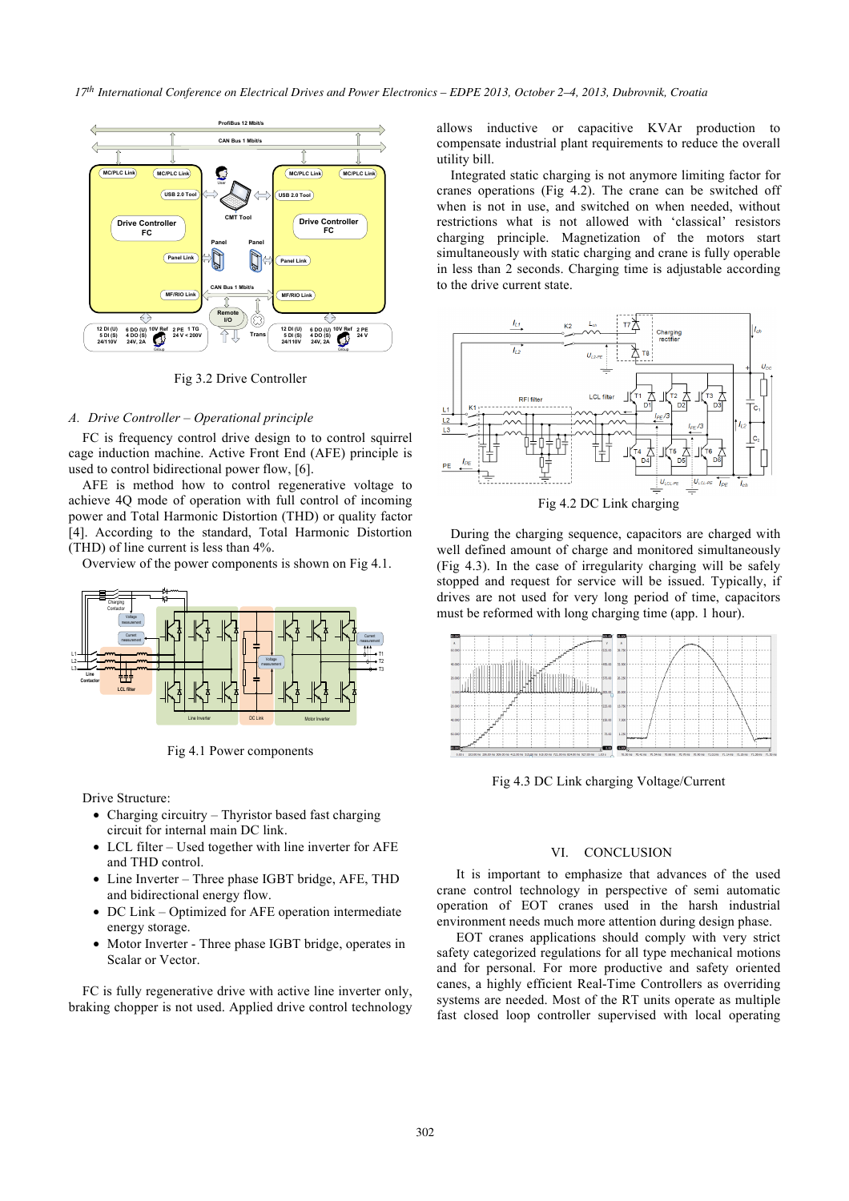ProfiBus 12 Mbit/s

CAN Bus 1 Mbit/s

MC/PLC Link

MC/PLC Link

MC/PLC Link

MC/PLC Link

USB 2.0 Tool

USB 2.0 Tool

User

CMT Tool

Drive Controller FC

Drive Controller FC

Panel

Panel

Panel Link

Panel Link

CAN Bus 1 Mbit/s

MF/RIO Link

MF/RIO Link

Remote I/O

12 DI (U) 5 DI (S) 24/110V

6 DO (U) 4 DO (S) 24V, 2A

10V Ref 24 V

2 PE 1 TG < 200V

Trans

12 DI (U) 5 DI (S) 24/110V

6 DO (U) 4 DO (S) 24V, 2A

10V Ref 24 V

2 PE

Fig 3.2 Drive Controller

### *A. Drive Controller – Operational principle*

FC is frequency control drive design to to control squirrel cage induction machine. Active Front End (AFE) principle is used to control bidirectional power flow, [6].

AFE is method how to control regenerative voltage to achieve 4Q mode of operation with full control of incoming power and Total Harmonic Distortion (THD) or quality factor [4]. According to the standard, Total Harmonic Distortion (THD) of line current is less than 4%.

Overview of the power components is shown on Fig 4.1.

Charging Contactor

Voltage measurement

Current measurement

Current measurement

Voltage measurement

L1 L2 L3

T1 T2 T3

Line Contactor

LCL filter

Line Inverter

DC Link

Motor Inverter

Fig 4.1 Power components

Drive Structure:

- Charging circuitry – Thyristor based fast charging circuit for internal main DC link.
- LCL filter – Used together with line inverter for AFE and THD control.
- Line Inverter – Three phase IGBT bridge, AFE, THD and bidirectional energy flow.
- DC Link – Optimized for AFE operation intermediate energy storage.
- Motor Inverter - Three phase IGBT bridge, operates in Scalar or Vector.

FC is fully regenerative drive with active line inverter only, braking chopper is not used. Applied drive control technology allows inductive or capacitive KVAr production to compensate industrial plant requirements to reduce the overall utility bill.

Integrated static charging is not anymore limiting factor for cranes operations (Fig 4.2). The crane can be switched off when is not in use, and switched on when needed, without restrictions what is not allowed with 'classical' resistors charging principle. Magnetization of the motors start simultaneously with static charging and crane is fully operable in less than 2 seconds. Charging time is adjustable according to the drive current state.

$I_{L1}$ K2 $L_{ch}$ T7 Charging rectifier $I_{ch}$

$I_{L2}$ $U_{L2\text{-}PE}$ T8 $U_{DC}$

RFI filter LCL filter T1 T2 T3 D1 D2 D3 $I_{PE}/3$ $I_{PE}/3$ $C_1$ $I_{C2}$ $C_2$

L1 L2 L3 K1

PE $I_{PE}$ T4 T5 T6 D4 D5 D6

$U_{LCL\text{-}PE}$ $U_{LCL\text{-}PE}$ $I_{PE}$ $I_{ch}$

Fig 4.2 DC Link charging

During the charging sequence, capacitors are charged with well defined amount of charge and monitored simultaneously (Fig 4.3). In the case of irregularity charging will be safely stopped and request for service will be issued. Typically, if drives are not used for very long period of time, capacitors must be reformed with long charging time (app. 1 hour).

Fig 4.3 DC Link charging Voltage/Current

## VI. CONCLUSION

It is important to emphasize that advances of the used crane control technology in perspective of semi automatic operation of EOT cranes used in the harsh industrial environment needs much more attention during design phase.

EOT cranes applications should comply with very strict safety categorized regulations for all type mechanical motions and for personal. For more productive and safety oriented canes, a highly efficient Real-Time Controllers as overriding systems are needed. Most of the RT units operate as multiple fast closed loop controller supervised with local operating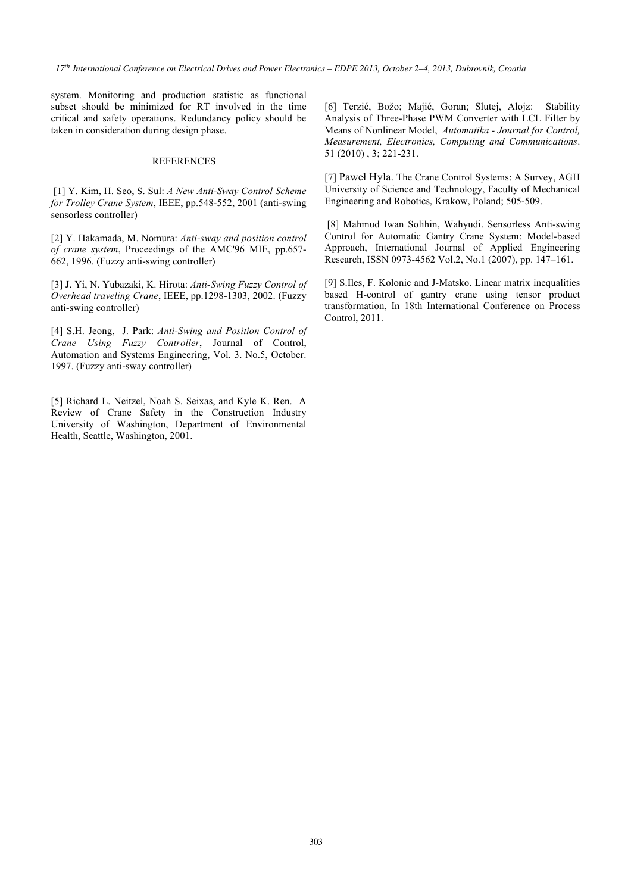system. Monitoring and production statistic as functional subset should be minimized for RT involved in the time critical and safety operations. Redundancy policy should be taken in consideration during design phase.

## REFERENCES

[1] Y. Kim, H. Seo, S. Sul: *A New Anti-Sway Control Scheme for Trolley Crane System*, IEEE, pp.548-552, 2001 (anti-swing sensorless controller)

[2] Y. Hakamada, M. Nomura: *Anti-sway and position control of crane system*, Proceedings of the AMC'96 MIE, pp.657-662, 1996. (Fuzzy anti-swing controller)

[3] J. Yi, N. Yubazaki, K. Hirota: *Anti-Swing Fuzzy Control of Overhead traveling Crane*, IEEE, pp.1298-1303, 2002. (Fuzzy anti-swing controller)

[4] S.H. Jeong, J. Park: *Anti-Swing and Position Control of Crane Using Fuzzy Controller*, Journal of Control, Automation and Systems Engineering, Vol. 3. No.5, October. 1997. (Fuzzy anti-sway controller)

[5] Richard L. Neitzel, Noah S. Seixas, and Kyle K. Ren. A Review of Crane Safety in the Construction Industry University of Washington, Department of Environmental Health, Seattle, Washington, 2001.

[6] Terzić, Božo; Majić, Goran; Slutej, Alojz: Stability Analysis of Three-Phase PWM Converter with LCL Filter by Means of Nonlinear Model, *Automatika - Journal for Control, Measurement, Electronics, Computing and Communications*. 51 (2010) , 3; 221-231.

[7] Paweł Hyla. The Crane Control Systems: A Survey, AGH University of Science and Technology, Faculty of Mechanical Engineering and Robotics, Krakow, Poland; 505-509.

[8] Mahmud Iwan Solihin, Wahyudi. Sensorless Anti-swing Control for Automatic Gantry Crane System: Model-based Approach, International Journal of Applied Engineering Research, ISSN 0973-4562 Vol.2, No.1 (2007), pp. 147–161.

[9] S.Iles, F. Kolonic and J-Matsko. Linear matrix inequalities based H-control of gantry crane using tensor product transformation, In 18th International Conference on Process Control, 2011.